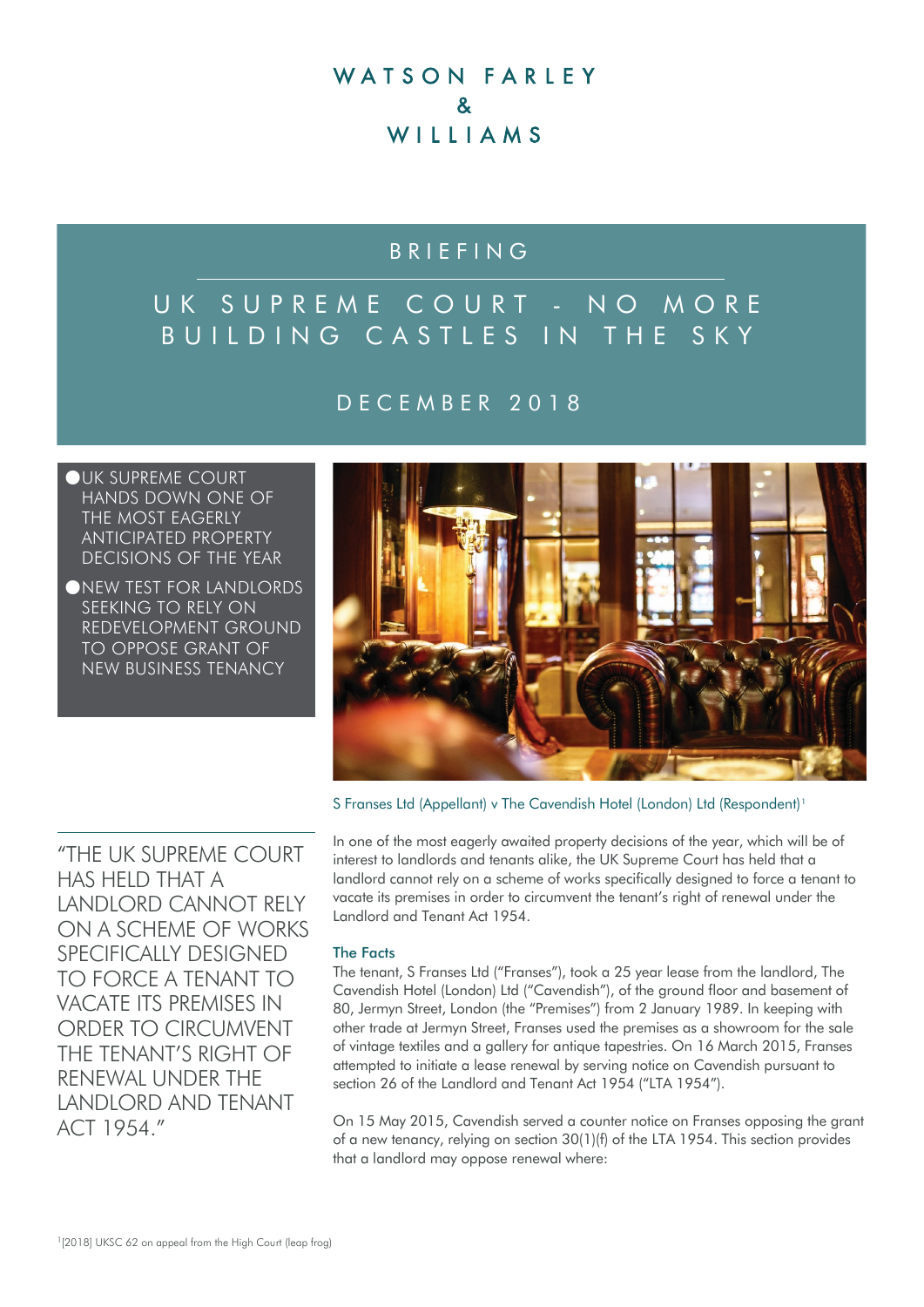# WATSON FARLEY & WILLIAMS

## BRIEFING

# UK SUPREME COURT - NO MORE BUILDING CASTLES IN THE SKY

## DECEMBER 2018

- UK SUPREME COURT HANDS DOWN ONE OF THE MOST EAGERLY ANTICIPATED PROPERTY DECISIONS OF THE YEAR
- NEW TEST FOR LANDLORDS SEEKING TO RELY ON REDEVELOPMENT GROUND TO OPPOSE GRANT OF NEW BUSINESS TENANCY

S Franses Ltd (Appellant) v The Cavendish Hotel (London) Ltd (Respondent)[1]

"THE UK SUPREME COURT HAS HELD THAT A LANDLORD CANNOT RELY ON A SCHEME OF WORKS SPECIFICALLY DESIGNED TO FORCE A TENANT TO VACATE ITS PREMISES IN ORDER TO CIRCUMVENT THE TENANT'S RIGHT OF RENEWAL UNDER THE LANDLORD AND TENANT ACT 1954."

In one of the most eagerly awaited property decisions of the year, which will be of interest to landlords and tenants alike, the UK Supreme Court has held that a landlord cannot rely on a scheme of works specifically designed to force a tenant to vacate its premises in order to circumvent the tenant's right of renewal under the Landlord and Tenant Act 1954.

### The Facts

The tenant, S Franses Ltd ("Franses"), took a 25 year lease from the landlord, The Cavendish Hotel (London) Ltd ("Cavendish"), of the ground floor and basement of 80, Jermyn Street, London (the "Premises") from 2 January 1989. In keeping with other trade at Jermyn Street, Franses used the premises as a showroom for the sale of vintage textiles and a gallery for antique tapestries. On 16 March 2015, Franses attempted to initiate a lease renewal by serving notice on Cavendish pursuant to section 26 of the Landlord and Tenant Act 1954 ("LTA 1954").

On 15 May 2015, Cavendish served a counter notice on Franses opposing the grant of a new tenancy, relying on section 30(1)(f) of the LTA 1954. This section provides that a landlord may oppose renewal where:

[1] [2018] UKSC 62 on appeal from the High Court (leap frog)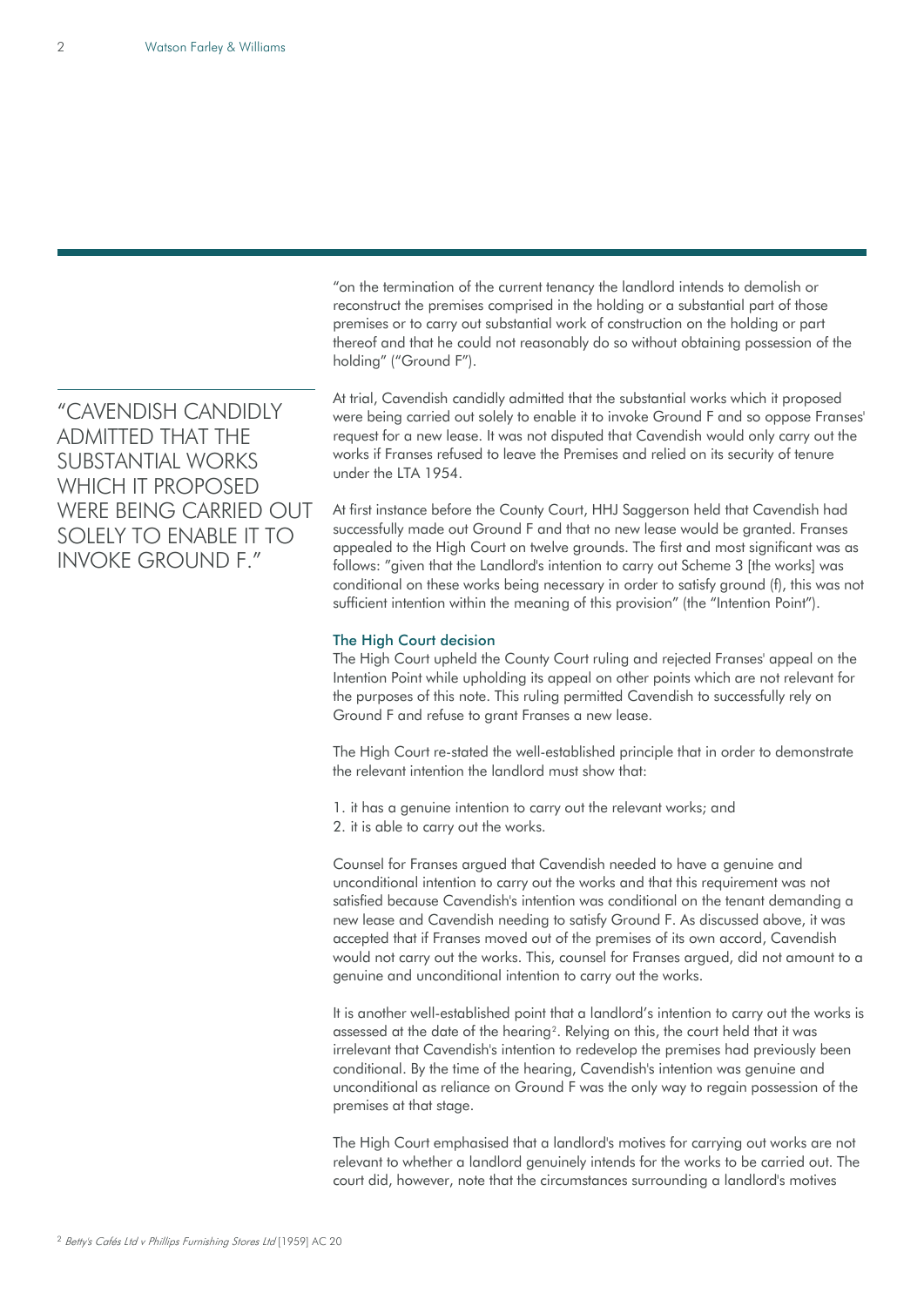"on the termination of the current tenancy the landlord intends to demolish or reconstruct the premises comprised in the holding or a substantial part of those premises or to carry out substantial work of construction on the holding or part thereof and that he could not reasonably do so without obtaining possession of the holding" ("Ground F").

"CAVENDISH CANDIDLY ADMITTED THAT THE SUBSTANTIAL WORKS WHICH IT PROPOSED WERE BEING CARRIED OUT SOLELY TO ENABLE IT TO INVOKE GROUND F."

At trial, Cavendish candidly admitted that the substantial works which it proposed were being carried out solely to enable it to invoke Ground F and so oppose Franses' request for a new lease. It was not disputed that Cavendish would only carry out the works if Franses refused to leave the Premises and relied on its security of tenure under the LTA 1954.

At first instance before the County Court, HHJ Saggerson held that Cavendish had successfully made out Ground F and that no new lease would be granted. Franses appealed to the High Court on twelve grounds. The first and most significant was as follows: "given that the Landlord's intention to carry out Scheme 3 [the works] was conditional on these works being necessary in order to satisfy ground (f), this was not sufficient intention within the meaning of this provision" (the "Intention Point").

### The High Court decision

The High Court upheld the County Court ruling and rejected Franses' appeal on the Intention Point while upholding its appeal on other points which are not relevant for the purposes of this note. This ruling permitted Cavendish to successfully rely on Ground F and refuse to grant Franses a new lease.

The High Court re-stated the well-established principle that in order to demonstrate the relevant intention the landlord must show that:

1. it has a genuine intention to carry out the relevant works; and
2. it is able to carry out the works.

Counsel for Franses argued that Cavendish needed to have a genuine and unconditional intention to carry out the works and that this requirement was not satisfied because Cavendish's intention was conditional on the tenant demanding a new lease and Cavendish needing to satisfy Ground F. As discussed above, it was accepted that if Franses moved out of the premises of its own accord, Cavendish would not carry out the works. This, counsel for Franses argued, did not amount to a genuine and unconditional intention to carry out the works.

It is another well-established point that a landlord's intention to carry out the works is assessed at the date of the hearing[2]. Relying on this, the court held that it was irrelevant that Cavendish's intention to redevelop the premises had previously been conditional. By the time of the hearing, Cavendish's intention was genuine and unconditional as reliance on Ground F was the only way to regain possession of the premises at that stage.

The High Court emphasised that a landlord's motives for carrying out works are not relevant to whether a landlord genuinely intends for the works to be carried out. The court did, however, note that the circumstances surrounding a landlord's motives

[2] *Betty's Cafés Ltd v Phillips Furnishing Stores Ltd* [1959] AC 20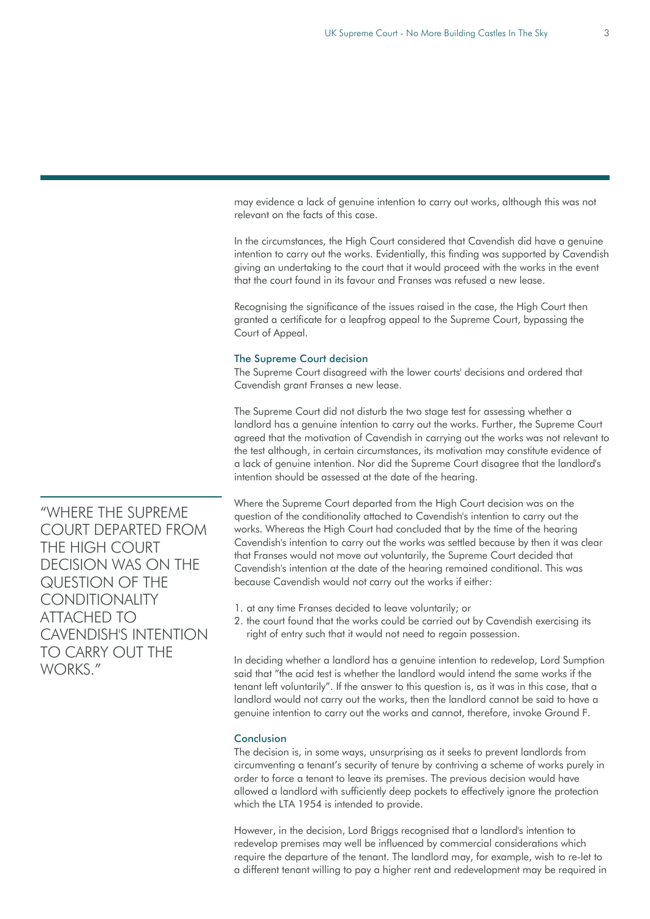may evidence a lack of genuine intention to carry out works, although this was not relevant on the facts of this case.

In the circumstances, the High Court considered that Cavendish did have a genuine intention to carry out the works. Evidentially, this finding was supported by Cavendish giving an undertaking to the court that it would proceed with the works in the event that the court found in its favour and Franses was refused a new lease.

Recognising the significance of the issues raised in the case, the High Court then granted a certificate for a leapfrog appeal to the Supreme Court, bypassing the Court of Appeal.

### The Supreme Court decision

The Supreme Court disagreed with the lower courts' decisions and ordered that Cavendish grant Franses a new lease.

The Supreme Court did not disturb the two stage test for assessing whether a landlord has a genuine intention to carry out the works. Further, the Supreme Court agreed that the motivation of Cavendish in carrying out the works was not relevant to the test although, in certain circumstances, its motivation may constitute evidence of a lack of genuine intention. Nor did the Supreme Court disagree that the landlord's intention should be assessed at the date of the hearing.

> "WHERE THE SUPREME COURT DEPARTED FROM THE HIGH COURT DECISION WAS ON THE QUESTION OF THE CONDITIONALITY ATTACHED TO CAVENDISH'S INTENTION TO CARRY OUT THE WORKS."

Where the Supreme Court departed from the High Court decision was on the question of the conditionality attached to Cavendish's intention to carry out the works. Whereas the High Court had concluded that by the time of the hearing Cavendish's intention to carry out the works was settled because by then it was clear that Franses would not move out voluntarily, the Supreme Court decided that Cavendish's intention at the date of the hearing remained conditional. This was because Cavendish would not carry out the works if either:

1. at any time Franses decided to leave voluntarily; or
2. the court found that the works could be carried out by Cavendish exercising its right of entry such that it would not need to regain possession.

In deciding whether a landlord has a genuine intention to redevelop, Lord Sumption said that "the acid test is whether the landlord would intend the same works if the tenant left voluntarily". If the answer to this question is, as it was in this case, that a landlord would not carry out the works, then the landlord cannot be said to have a genuine intention to carry out the works and cannot, therefore, invoke Ground F.

### Conclusion

The decision is, in some ways, unsurprising as it seeks to prevent landlords from circumventing a tenant's security of tenure by contriving a scheme of works purely in order to force a tenant to leave its premises. The previous decision would have allowed a landlord with sufficiently deep pockets to effectively ignore the protection which the LTA 1954 is intended to provide.

However, in the decision, Lord Briggs recognised that a landlord's intention to redevelop premises may well be influenced by commercial considerations which require the departure of the tenant. The landlord may, for example, wish to re-let to a different tenant willing to pay a higher rent and redevelopment may be required in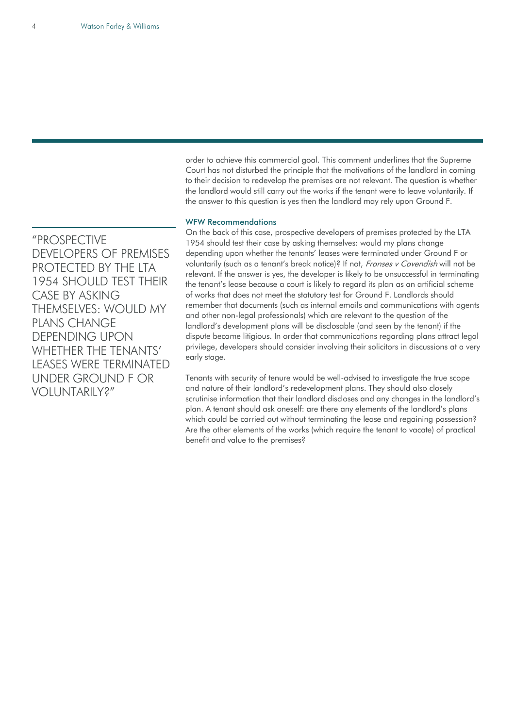order to achieve this commercial goal. This comment underlines that the Supreme Court has not disturbed the principle that the motivations of the landlord in coming to their decision to redevelop the premises are not relevant. The question is whether the landlord would still carry out the works if the tenant were to leave voluntarily. If the answer to this question is yes then the landlord may rely upon Ground F.

> "PROSPECTIVE DEVELOPERS OF PREMISES PROTECTED BY THE LTA 1954 SHOULD TEST THEIR CASE BY ASKING THEMSELVES: WOULD MY PLANS CHANGE DEPENDING UPON WHETHER THE TENANTS' LEASES WERE TERMINATED UNDER GROUND F OR VOLUNTARILY?"

### WFW Recommendations

On the back of this case, prospective developers of premises protected by the LTA 1954 should test their case by asking themselves: would my plans change depending upon whether the tenants' leases were terminated under Ground F or voluntarily (such as a tenant's break notice)? If not, *Franses v Cavendish* will not be relevant. If the answer is yes, the developer is likely to be unsuccessful in terminating the tenant's lease because a court is likely to regard its plan as an artificial scheme of works that does not meet the statutory test for Ground F. Landlords should remember that documents (such as internal emails and communications with agents and other non-legal professionals) which are relevant to the question of the landlord's development plans will be disclosable (and seen by the tenant) if the dispute became litigious. In order that communications regarding plans attract legal privilege, developers should consider involving their solicitors in discussions at a very early stage.

Tenants with security of tenure would be well-advised to investigate the true scope and nature of their landlord's redevelopment plans. They should also closely scrutinise information that their landlord discloses and any changes in the landlord's plan. A tenant should ask oneself: are there any elements of the landlord's plans which could be carried out without terminating the lease and regaining possession? Are the other elements of the works (which require the tenant to vacate) of practical benefit and value to the premises?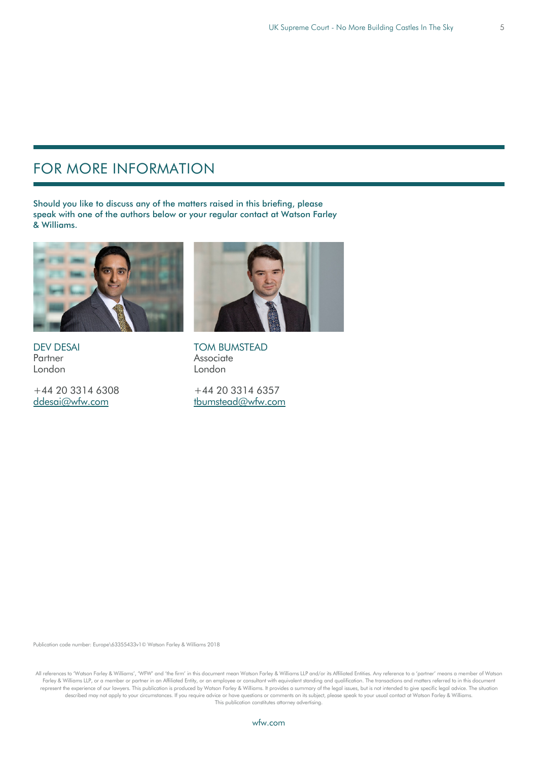# FOR MORE INFORMATION

Should you like to discuss any of the matters raised in this briefing, please speak with one of the authors below or your regular contact at Watson Farley & Williams.

DEV DESAI
Partner
London

+44 20 3314 6308
ddesai@wfw.com

TOM BUMSTEAD
Associate
London

+44 20 3314 6357
tbumstead@wfw.com

Publication code number: Europe\63355433v1© Watson Farley & Williams 2018

All references to 'Watson Farley & Williams', 'WFW' and 'the firm' in this document mean Watson Farley & Williams LLP and/or its Affiliated Entities. Any reference to a 'partner' means a member of Watson Farley & Williams LLP, or a member or partner in an Affiliated Entity, or an employee or consultant with equivalent standing and qualification. The transactions and matters referred to in this document represent the experience of our lawyers. This publication is produced by Watson Farley & Williams. It provides a summary of the legal issues, but is not intended to give specific legal advice. The situation described may not apply to your circumstances. If you require advice or have questions or comments on its subject, please speak to your usual contact at Watson Farley & Williams.
This publication constitutes attorney advertising.

wfw.com